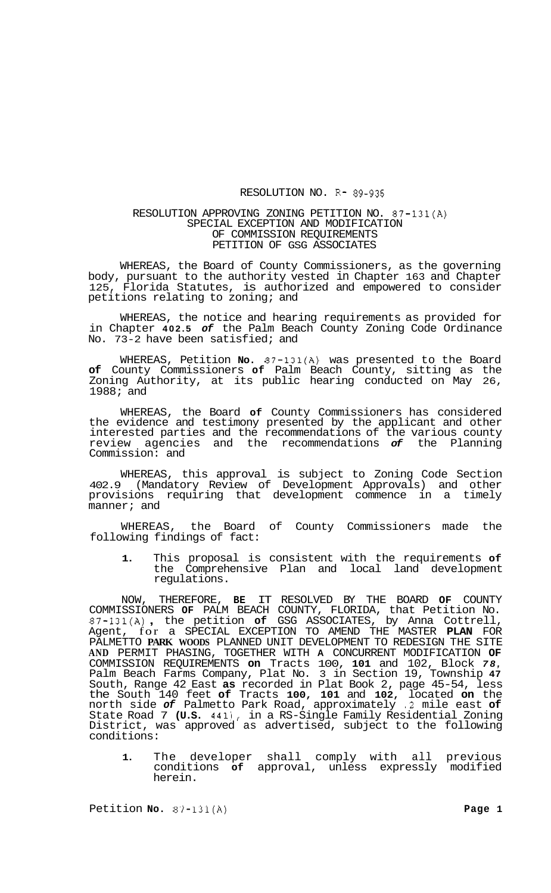RESOLUTION NO. R- 89-935

RESOLUTION APPROVING ZONING PETITION NO. 87-131(A)
SPECIAL EXCEPTION AND MODIFICATION
OF COMMISSION REQUIREMENTS
PETITION OF GSG ASSOCIATES

WHEREAS, the Board of County Commissioners, as the governing body, pursuant to the authority vested in Chapter 163 and Chapter 125, Florida Statutes, is authorized and empowered to consider petitions relating to zoning; and

WHEREAS, the notice and hearing requirements as provided for in Chapter **402.5** ***of*** the Palm Beach County Zoning Code Ordinance No. 73-2 have been satisfied; and

WHEREAS, Petition **No.** 87-131(A) was presented to the Board **of** County Commissioners **of** Palm Beach County, sitting as the Zoning Authority, at its public hearing conducted on May 26, 1988; and

WHEREAS, the Board **of** County Commissioners has considered the evidence and testimony presented by the applicant and other interested parties and the recommendations of the various county review agencies and the recommendations ***of*** the Planning Commission: and

WHEREAS, this approval is subject to Zoning Code Section 402.9 (Mandatory Review of Development Approvals) and other provisions requiring that development commence in a timely manner; and

WHEREAS, the Board of County Commissioners made the following findings of fact:

**1.** This proposal is consistent with the requirements **of** the Comprehensive Plan and local land development regulations.

NOW, THEREFORE, **BE** IT RESOLVED BY THE BOARD **OF** COUNTY COMMISSIONERS **OF** PALM BEACH COUNTY, FLORIDA, that Petition No. 87-131(A), the petition **of** GSG ASSOCIATES, by Anna Cottrell, Agent, for a SPECIAL EXCEPTION TO AMEND THE MASTER **PLAN** FOR PALMETTO **PARK WOODS** PLANNED UNIT DEVELOPMENT TO REDESIGN THE SITE **AND** PERMIT PHASING, TOGETHER WITH **A** CONCURRENT MODIFICATION **OF** COMMISSION REQUIREMENTS **on** Tracts 100, **101** and 102, Block ***78***, Palm Beach Farms Company, Plat No. 3 in Section 19, Township **47** South, Range 42 East **as** recorded in Plat Book 2, page 45-54, less the South 140 feet **of** Tracts **100**, **101** and **102**, located **on** the north side ***of*** Palmetto Park Road, approximately .2 mile east **of** State Road 7 **(U.S.** 441), in a RS-Single Family Residential Zoning District, was approved as advertised, subject to the following conditions:

**1.** The developer shall comply with all previous conditions **of** approval, unless expressly modified herein.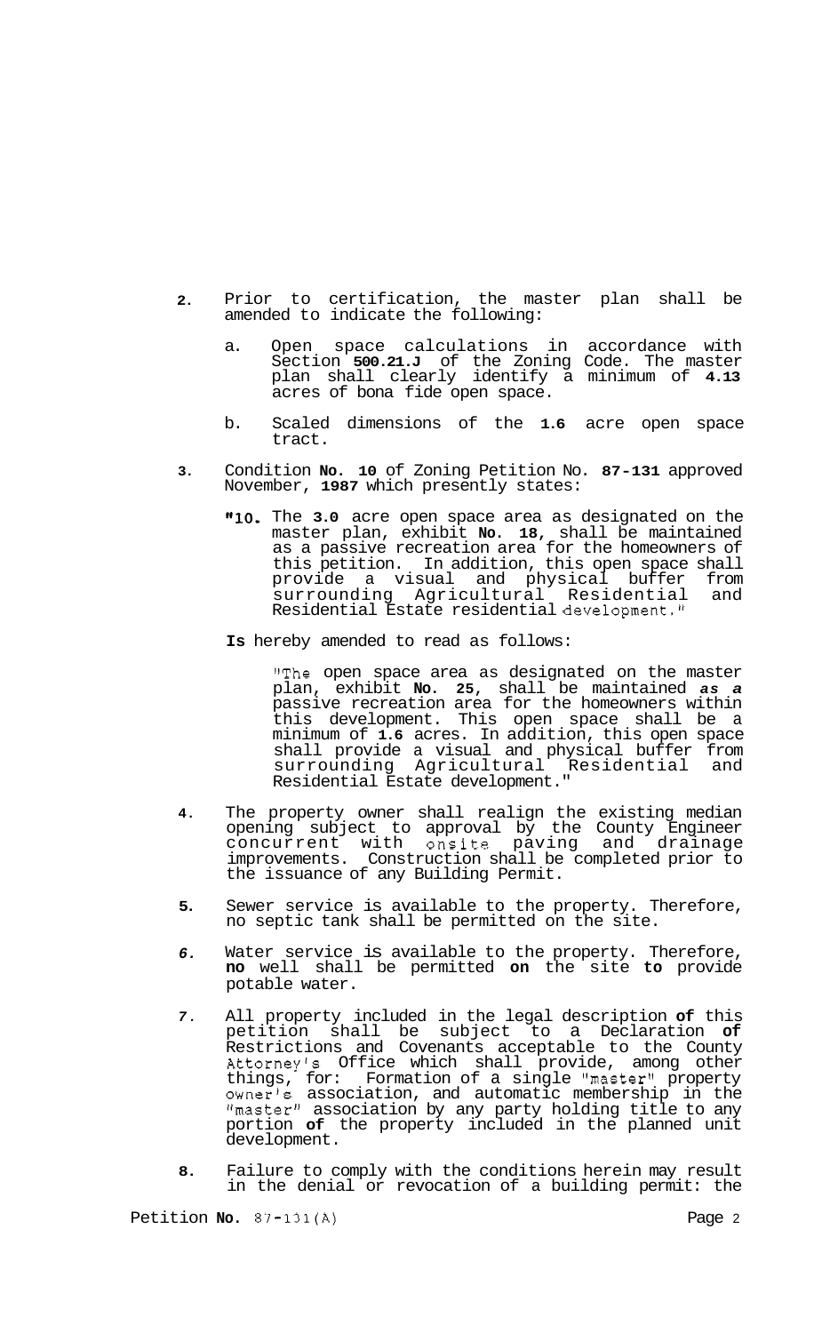2. Prior to certification, the master plan shall be amended to indicate the following:

   a. Open space calculations in accordance with Section **500.21.J** of the Zoning Code. The master plan shall clearly identify a minimum of **4.13** acres of bona fide open space.

   b. Scaled dimensions of the **1.6** acre open space tract.

3. Condition **No. 10** of Zoning Petition No. **87-131** approved November, **1987** which presently states:

   "**10.** The **3.0** acre open space area as designated on the master plan, exhibit **No. 18**, shall be maintained as a passive recreation area for the homeowners of this petition. In addition, this open space shall provide a visual and physical buffer from surrounding Agricultural Residential and Residential Estate residential development."

   **Is** hereby amended to read as follows:

   "The open space area as designated on the master plan, exhibit **No. 25**, shall be maintained ***as a*** passive recreation area for the homeowners within this development. This open space shall be a minimum of **1.6** acres. In addition, this open space shall provide a visual and physical buffer from surrounding Agricultural Residential and Residential Estate development."

4. The property owner shall realign the existing median opening subject to approval by the County Engineer concurrent with onsite paving and drainage improvements. Construction shall be completed prior to the issuance of any Building Permit.

5. Sewer service is available to the property. Therefore, no septic tank shall be permitted on the site.

6. Water service is available to the property. Therefore, **no** well shall be permitted **on** the site **to** provide potable water.

7. All property included in the legal description **of** this petition shall be subject to a Declaration **of** Restrictions and Covenants acceptable to the County Attorney's Office which shall provide, among other things, for: Formation of a single "master" property owner's association, and automatic membership in the "master" association by any party holding title to any portion **of** the property included in the planned unit development.

8. Failure to comply with the conditions herein may result in the denial or revocation of a building permit: the

Petition **No.** 87-131(A)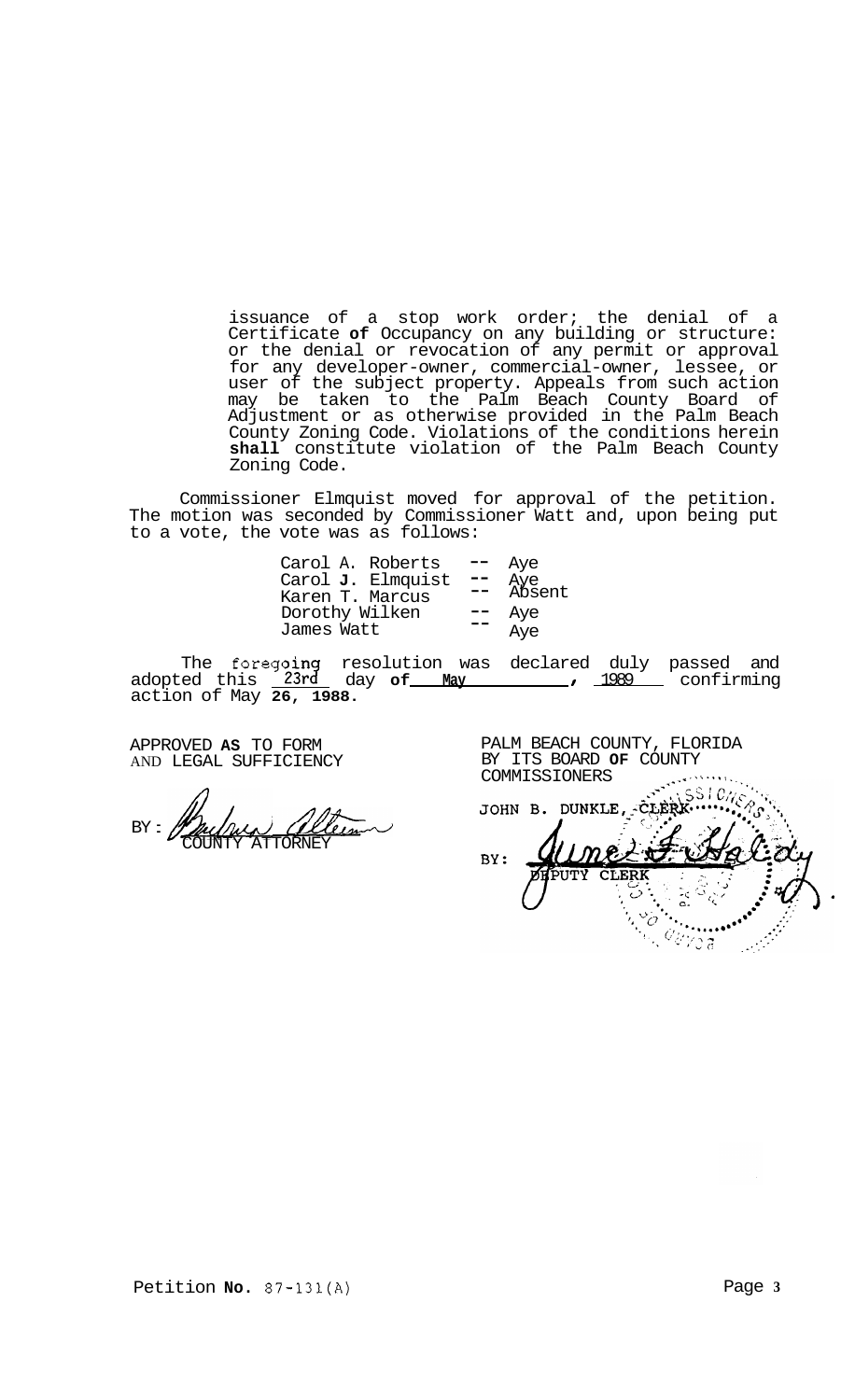issuance of a stop work order; the denial of a Certificate **of** Occupancy on any building or structure: or the denial or revocation of any permit or approval for any developer-owner, commercial-owner, lessee, or user of the subject property. Appeals from such action may be taken to the Palm Beach County Board of Adjustment or as otherwise provided in the Palm Beach County Zoning Code. Violations of the conditions herein **shall** constitute violation of the Palm Beach County Zoning Code.

Commissioner Elmquist moved for approval of the petition. The motion was seconded by Commissioner Watt and, upon being put to a vote, the vote was as follows:

| | | |
|---|---|---|
| Carol A. Roberts | -- | Aye |
| Carol **J.** Elmquist | -- | Aye |
| Karen T. Marcus | -- | Absent |
| Dorothy Wilken | -- | Aye |
| James Watt | -- | Aye |

The foregoing resolution was declared duly passed and adopted this 23rd day **of** May, 1989 confirming action of May **26, 1988**.

APPROVED **AS** TO FORM AND LEGAL SUFFICIENCY

BY: COUNTY ATTORNEY

PALM BEACH COUNTY, FLORIDA BY ITS BOARD **OF** COUNTY COMMISSIONERS

JOHN B. DUNKLE, CLERK

BY: DEPUTY CLERK

Petition **No.** 87-131(A)